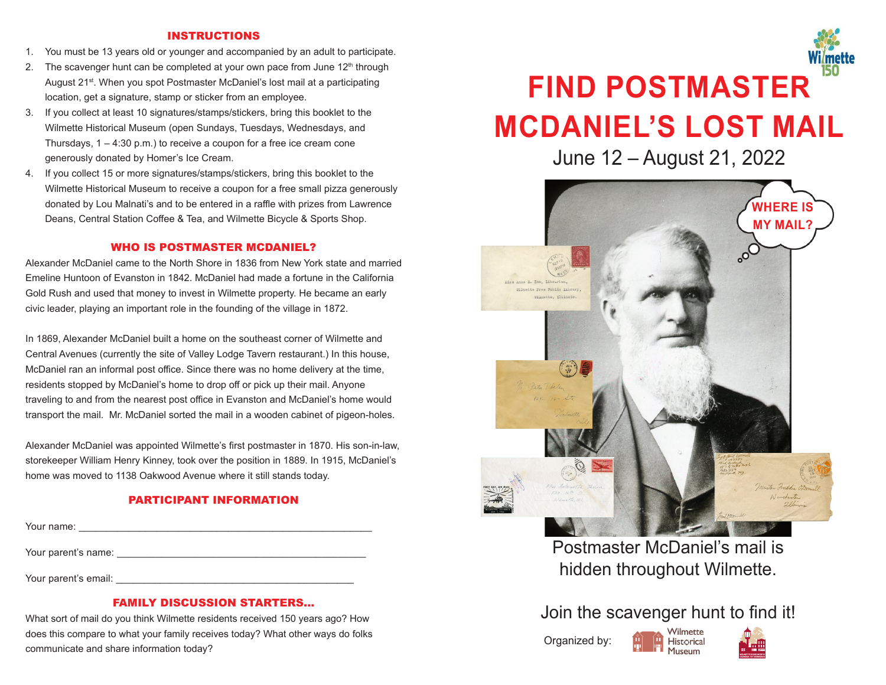## INSTRUCTIONS

1. You must be 13 years old or younger and accompanied by an adult to participate.
2. The scavenger hunt can be completed at your own pace from June 12th through August 21st. When you spot Postmaster McDaniel's lost mail at a participating location, get a signature, stamp or sticker from an employee.
3. If you collect at least 10 signatures/stamps/stickers, bring this booklet to the Wilmette Historical Museum (open Sundays, Tuesdays, Wednesdays, and Thursdays, 1 – 4:30 p.m.) to receive a coupon for a free ice cream cone generously donated by Homer's Ice Cream.
4. If you collect 15 or more signatures/stamps/stickers, bring this booklet to the Wilmette Historical Museum to receive a coupon for a free small pizza generously donated by Lou Malnati's and to be entered in a raffle with prizes from Lawrence Deans, Central Station Coffee & Tea, and Wilmette Bicycle & Sports Shop.

## WHO IS POSTMASTER MCDANIEL?

Alexander McDaniel came to the North Shore in 1836 from New York state and married Emeline Huntoon of Evanston in 1842. McDaniel had made a fortune in the California Gold Rush and used that money to invest in Wilmette property. He became an early civic leader, playing an important role in the founding of the village in 1872.

In 1869, Alexander McDaniel built a home on the southeast corner of Wilmette and Central Avenues (currently the site of Valley Lodge Tavern restaurant.) In this house, McDaniel ran an informal post office. Since there was no home delivery at the time, residents stopped by McDaniel's home to drop off or pick up their mail. Anyone traveling to and from the nearest post office in Evanston and McDaniel's home would transport the mail. Mr. McDaniel sorted the mail in a wooden cabinet of pigeon-holes.

Alexander McDaniel was appointed Wilmette's first postmaster in 1870. His son-in-law, storekeeper William Henry Kinney, took over the position in 1889. In 1915, McDaniel's home was moved to 1138 Oakwood Avenue where it still stands today.

## PARTICIPANT INFORMATION

Your name: ____________________________________________

Your parent's name: _______________________________________

Your parent's email: _______________________________________

## FAMILY DISCUSSION STARTERS...

What sort of mail do you think Wilmette residents received 150 years ago? How does this compare to what your family receives today? What other ways do folks communicate and share information today?

Wilmette 150

# FIND POSTMASTER MCDANIEL'S LOST MAIL

June 12 – August 21, 2022

WHERE IS MY MAIL?

Postmaster McDaniel's mail is hidden throughout Wilmette.

Join the scavenger hunt to find it!

Organized by: Wilmette Historical Museum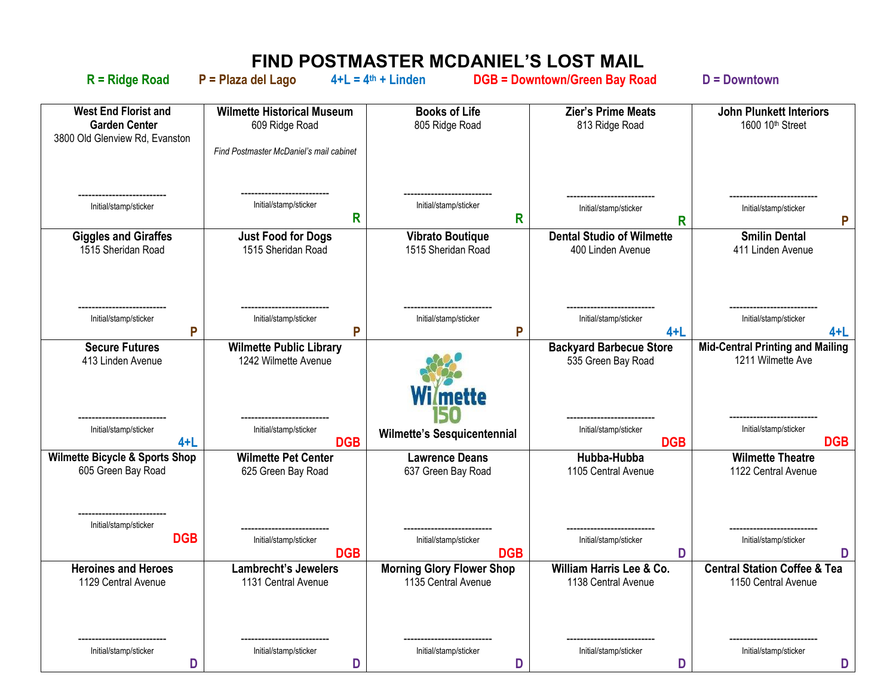# FIND POSTMASTER MCDANIEL'S LOST MAIL

**R = Ridge Road** **P = Plaza del Lago** **4+L = 4th + Linden** **DGB = Downtown/Green Bay Road** **D = Downtown**

| | | | | |
|---|---|---|---|---|
| **West End Florist and Garden Center**<br>3800 Old Glenview Rd, Evanston<br><br>--------------------------<br>Initial/stamp/sticker | **Wilmette Historical Museum**<br>609 Ridge Road<br>*Find Postmaster McDaniel's mail cabinet*<br>--------------------------<br>Initial/stamp/sticker<br>**R** | **Books of Life**<br>805 Ridge Road<br><br>--------------------------<br>Initial/stamp/sticker<br>**R** | **Zier's Prime Meats**<br>813 Ridge Road<br><br>--------------------------<br>Initial/stamp/sticker<br>**R** | **John Plunkett Interiors**<br>1600 10th Street<br><br>--------------------------<br>Initial/stamp/sticker<br>**P** |
| **Giggles and Giraffes**<br>1515 Sheridan Road<br><br>--------------------------<br>Initial/stamp/sticker<br>**P** | **Just Food for Dogs**<br>1515 Sheridan Road<br><br>--------------------------<br>Initial/stamp/sticker<br>**P** | **Vibrato Boutique**<br>1515 Sheridan Road<br><br>--------------------------<br>Initial/stamp/sticker<br>**P** | **Dental Studio of Wilmette**<br>400 Linden Avenue<br><br>--------------------------<br>Initial/stamp/sticker<br>**4+L** | **Smilin Dental**<br>411 Linden Avenue<br><br>--------------------------<br>Initial/stamp/sticker<br>**4+L** |
| **Secure Futures**<br>413 Linden Avenue<br><br>--------------------------<br>Initial/stamp/sticker<br>**4+L** | **Wilmette Public Library**<br>1242 Wilmette Avenue<br><br>--------------------------<br>Initial/stamp/sticker<br>**DGB** | Wilmette 150<br>**Wilmette's Sesquicentennial** | **Backyard Barbecue Store**<br>535 Green Bay Road<br><br>--------------------------<br>Initial/stamp/sticker<br>**DGB** | **Mid-Central Printing and Mailing**<br>1211 Wilmette Ave<br><br>--------------------------<br>Initial/stamp/sticker<br>**DGB** |
| **Wilmette Bicycle & Sports Shop**<br>605 Green Bay Road<br><br>--------------------------<br>Initial/stamp/sticker<br>**DGB** | **Wilmette Pet Center**<br>625 Green Bay Road<br><br>--------------------------<br>Initial/stamp/sticker<br>**DGB** | **Lawrence Deans**<br>637 Green Bay Road<br><br>--------------------------<br>Initial/stamp/sticker<br>**DGB** | **Hubba-Hubba**<br>1105 Central Avenue<br><br>--------------------------<br>Initial/stamp/sticker<br>**D** | **Wilmette Theatre**<br>1122 Central Avenue<br><br>--------------------------<br>Initial/stamp/sticker<br>**D** |
| **Heroines and Heroes**<br>1129 Central Avenue<br><br>--------------------------<br>Initial/stamp/sticker<br>**D** | **Lambrecht's Jewelers**<br>1131 Central Avenue<br><br>--------------------------<br>Initial/stamp/sticker<br>**D** | **Morning Glory Flower Shop**<br>1135 Central Avenue<br><br>--------------------------<br>Initial/stamp/sticker<br>**D** | **William Harris Lee & Co.**<br>1138 Central Avenue<br><br>--------------------------<br>Initial/stamp/sticker<br>**D** | **Central Station Coffee & Tea**<br>1150 Central Avenue<br><br>--------------------------<br>Initial/stamp/sticker<br>**D** |